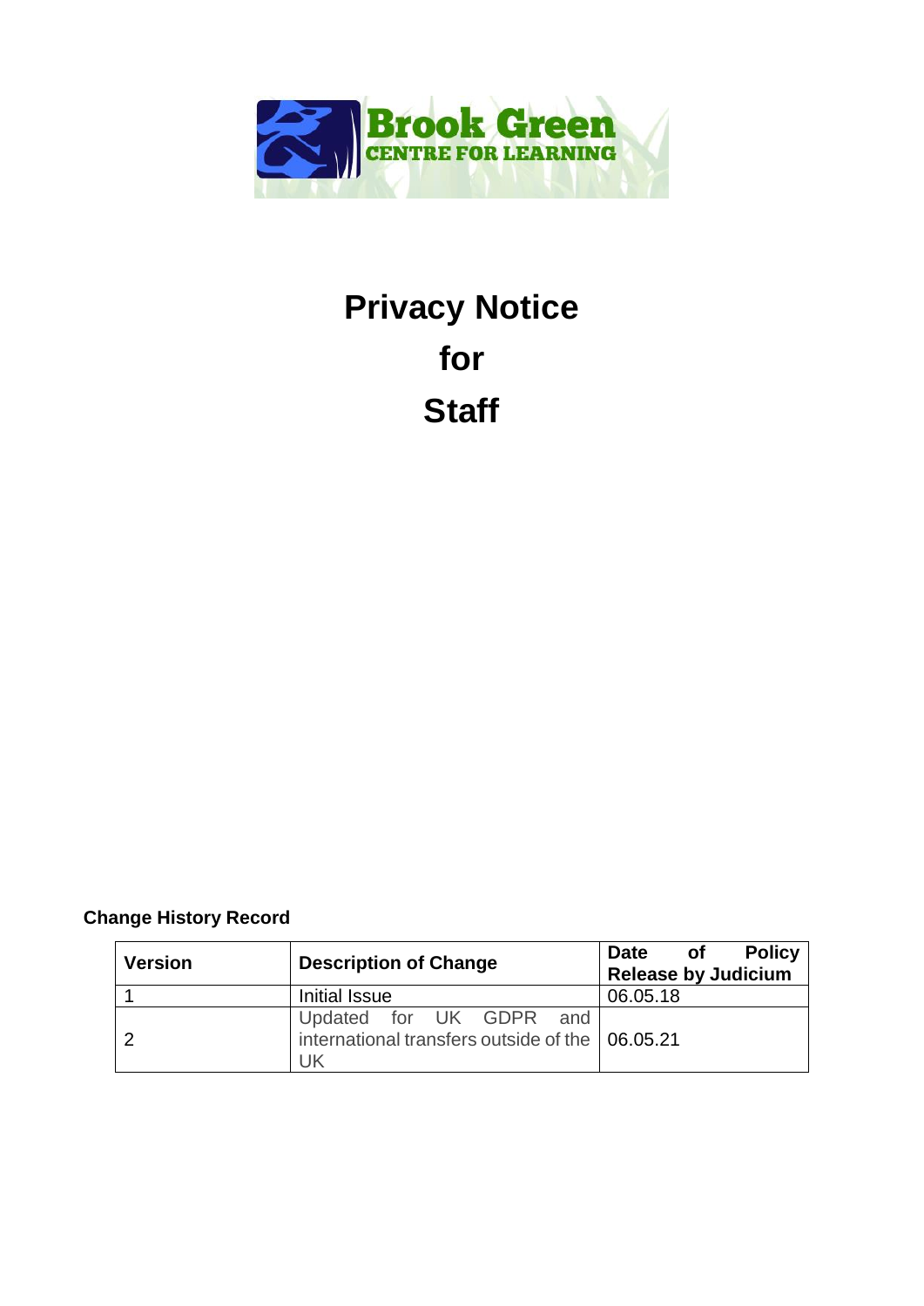Brook Green
CENTRE FOR LEARNING

# Privacy Notice for Staff

**Change History Record**

| Version | Description of Change | Date of Policy Release by Judicium |
|---|---|---|
| 1 | Initial Issue | 06.05.18 |
| 2 | Updated for UK GDPR and international transfers outside of the UK | 06.05.21 |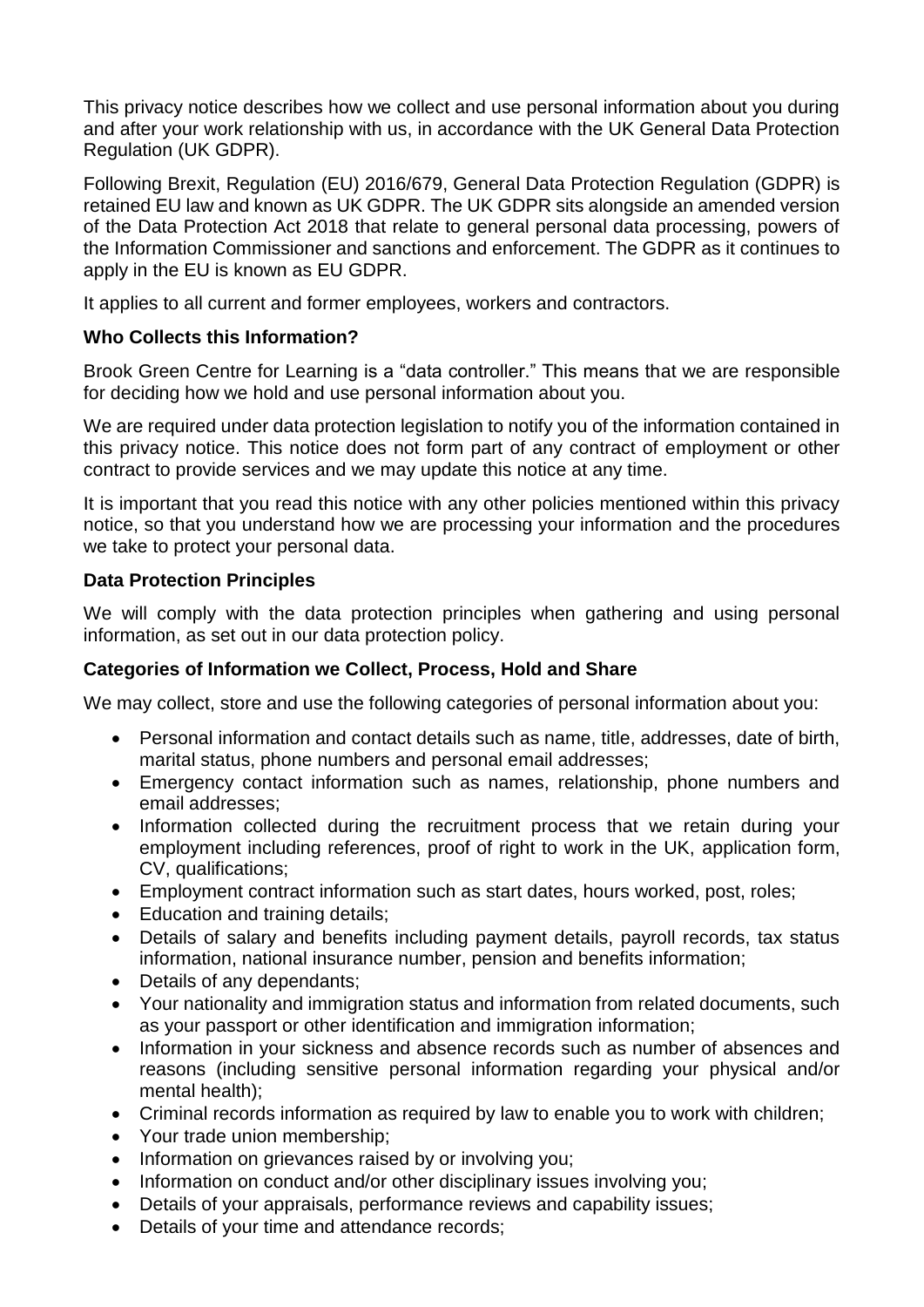This privacy notice describes how we collect and use personal information about you during and after your work relationship with us, in accordance with the UK General Data Protection Regulation (UK GDPR).

Following Brexit, Regulation (EU) 2016/679, General Data Protection Regulation (GDPR) is retained EU law and known as UK GDPR. The UK GDPR sits alongside an amended version of the Data Protection Act 2018 that relate to general personal data processing, powers of the Information Commissioner and sanctions and enforcement. The GDPR as it continues to apply in the EU is known as EU GDPR.

It applies to all current and former employees, workers and contractors.

**Who Collects this Information?**

Brook Green Centre for Learning is a "data controller." This means that we are responsible for deciding how we hold and use personal information about you.

We are required under data protection legislation to notify you of the information contained in this privacy notice. This notice does not form part of any contract of employment or other contract to provide services and we may update this notice at any time.

It is important that you read this notice with any other policies mentioned within this privacy notice, so that you understand how we are processing your information and the procedures we take to protect your personal data.

**Data Protection Principles**

We will comply with the data protection principles when gathering and using personal information, as set out in our data protection policy.

**Categories of Information we Collect, Process, Hold and Share**

We may collect, store and use the following categories of personal information about you:

- Personal information and contact details such as name, title, addresses, date of birth, marital status, phone numbers and personal email addresses;
- Emergency contact information such as names, relationship, phone numbers and email addresses;
- Information collected during the recruitment process that we retain during your employment including references, proof of right to work in the UK, application form, CV, qualifications;
- Employment contract information such as start dates, hours worked, post, roles;
- Education and training details;
- Details of salary and benefits including payment details, payroll records, tax status information, national insurance number, pension and benefits information;
- Details of any dependants;
- Your nationality and immigration status and information from related documents, such as your passport or other identification and immigration information;
- Information in your sickness and absence records such as number of absences and reasons (including sensitive personal information regarding your physical and/or mental health);
- Criminal records information as required by law to enable you to work with children;
- Your trade union membership;
- Information on grievances raised by or involving you;
- Information on conduct and/or other disciplinary issues involving you;
- Details of your appraisals, performance reviews and capability issues;
- Details of your time and attendance records;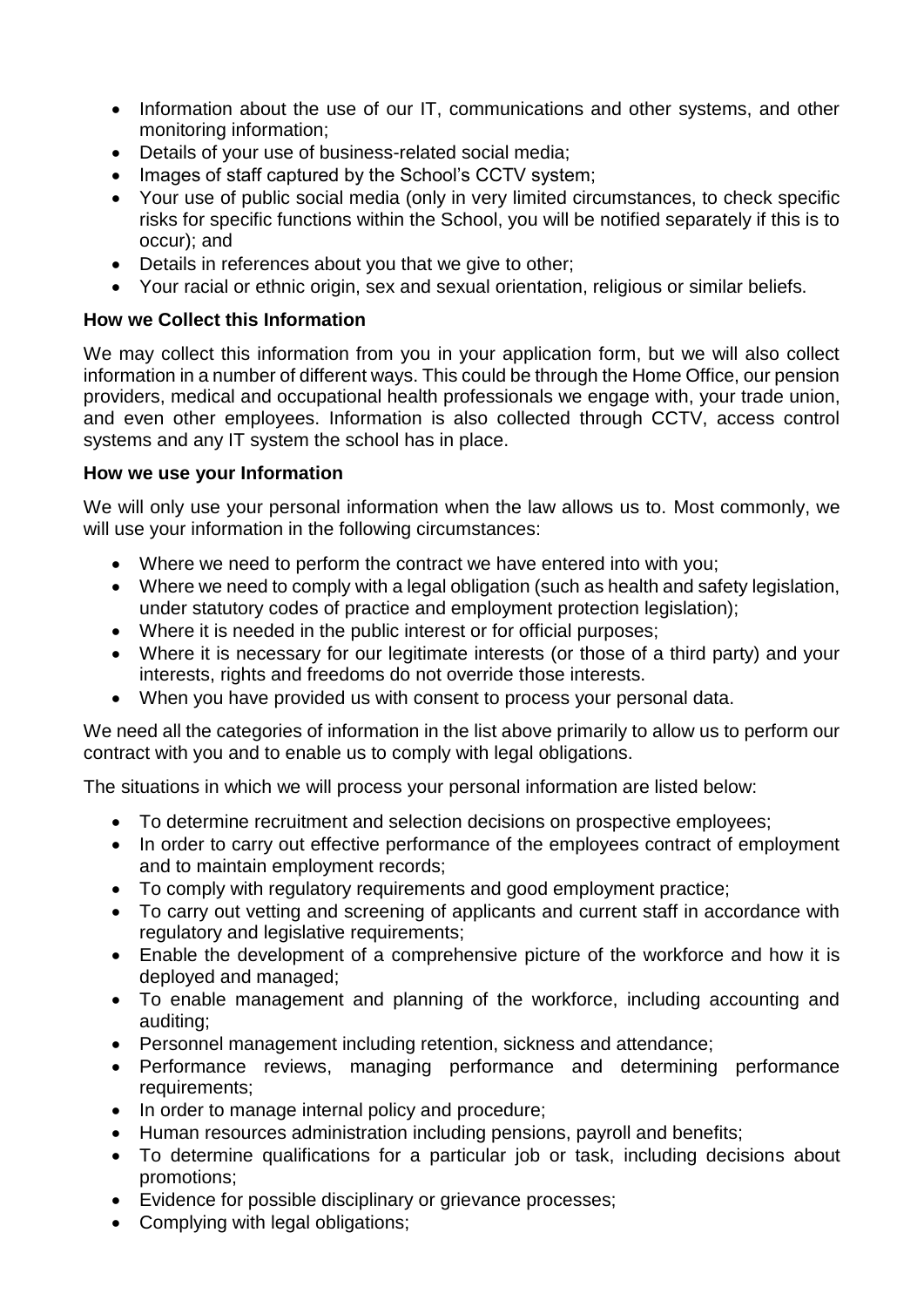- Information about the use of our IT, communications and other systems, and other monitoring information;
- Details of your use of business-related social media;
- Images of staff captured by the School's CCTV system;
- Your use of public social media (only in very limited circumstances, to check specific risks for specific functions within the School, you will be notified separately if this is to occur); and
- Details in references about you that we give to other;
- Your racial or ethnic origin, sex and sexual orientation, religious or similar beliefs.

**How we Collect this Information**

We may collect this information from you in your application form, but we will also collect information in a number of different ways. This could be through the Home Office, our pension providers, medical and occupational health professionals we engage with, your trade union, and even other employees. Information is also collected through CCTV, access control systems and any IT system the school has in place.

**How we use your Information**

We will only use your personal information when the law allows us to. Most commonly, we will use your information in the following circumstances:

- Where we need to perform the contract we have entered into with you;
- Where we need to comply with a legal obligation (such as health and safety legislation, under statutory codes of practice and employment protection legislation);
- Where it is needed in the public interest or for official purposes;
- Where it is necessary for our legitimate interests (or those of a third party) and your interests, rights and freedoms do not override those interests.
- When you have provided us with consent to process your personal data.

We need all the categories of information in the list above primarily to allow us to perform our contract with you and to enable us to comply with legal obligations.

The situations in which we will process your personal information are listed below:

- To determine recruitment and selection decisions on prospective employees;
- In order to carry out effective performance of the employees contract of employment and to maintain employment records;
- To comply with regulatory requirements and good employment practice;
- To carry out vetting and screening of applicants and current staff in accordance with regulatory and legislative requirements;
- Enable the development of a comprehensive picture of the workforce and how it is deployed and managed;
- To enable management and planning of the workforce, including accounting and auditing;
- Personnel management including retention, sickness and attendance;
- Performance reviews, managing performance and determining performance requirements;
- In order to manage internal policy and procedure;
- Human resources administration including pensions, payroll and benefits;
- To determine qualifications for a particular job or task, including decisions about promotions;
- Evidence for possible disciplinary or grievance processes;
- Complying with legal obligations;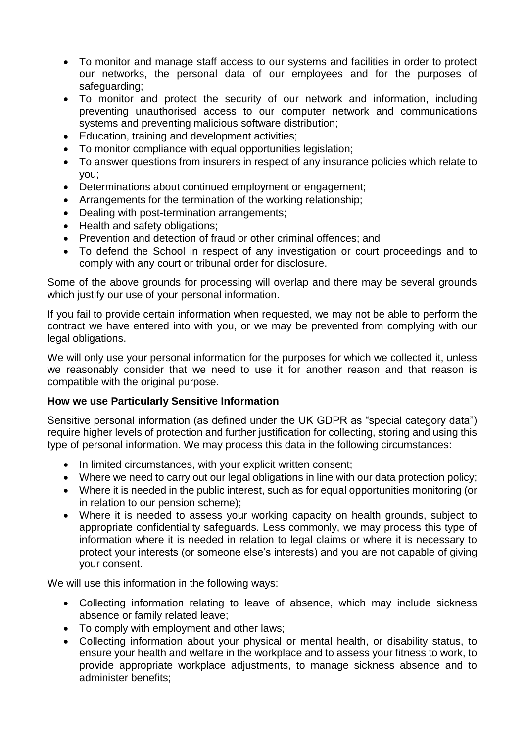- To monitor and manage staff access to our systems and facilities in order to protect our networks, the personal data of our employees and for the purposes of safeguarding;
- To monitor and protect the security of our network and information, including preventing unauthorised access to our computer network and communications systems and preventing malicious software distribution;
- Education, training and development activities;
- To monitor compliance with equal opportunities legislation;
- To answer questions from insurers in respect of any insurance policies which relate to you;
- Determinations about continued employment or engagement;
- Arrangements for the termination of the working relationship;
- Dealing with post-termination arrangements;
- Health and safety obligations;
- Prevention and detection of fraud or other criminal offences; and
- To defend the School in respect of any investigation or court proceedings and to comply with any court or tribunal order for disclosure.

Some of the above grounds for processing will overlap and there may be several grounds which justify our use of your personal information.

If you fail to provide certain information when requested, we may not be able to perform the contract we have entered into with you, or we may be prevented from complying with our legal obligations.

We will only use your personal information for the purposes for which we collected it, unless we reasonably consider that we need to use it for another reason and that reason is compatible with the original purpose.

**How we use Particularly Sensitive Information**

Sensitive personal information (as defined under the UK GDPR as "special category data") require higher levels of protection and further justification for collecting, storing and using this type of personal information. We may process this data in the following circumstances:

- In limited circumstances, with your explicit written consent;
- Where we need to carry out our legal obligations in line with our data protection policy;
- Where it is needed in the public interest, such as for equal opportunities monitoring (or in relation to our pension scheme);
- Where it is needed to assess your working capacity on health grounds, subject to appropriate confidentiality safeguards. Less commonly, we may process this type of information where it is needed in relation to legal claims or where it is necessary to protect your interests (or someone else's interests) and you are not capable of giving your consent.

We will use this information in the following ways:

- Collecting information relating to leave of absence, which may include sickness absence or family related leave;
- To comply with employment and other laws;
- Collecting information about your physical or mental health, or disability status, to ensure your health and welfare in the workplace and to assess your fitness to work, to provide appropriate workplace adjustments, to manage sickness absence and to administer benefits;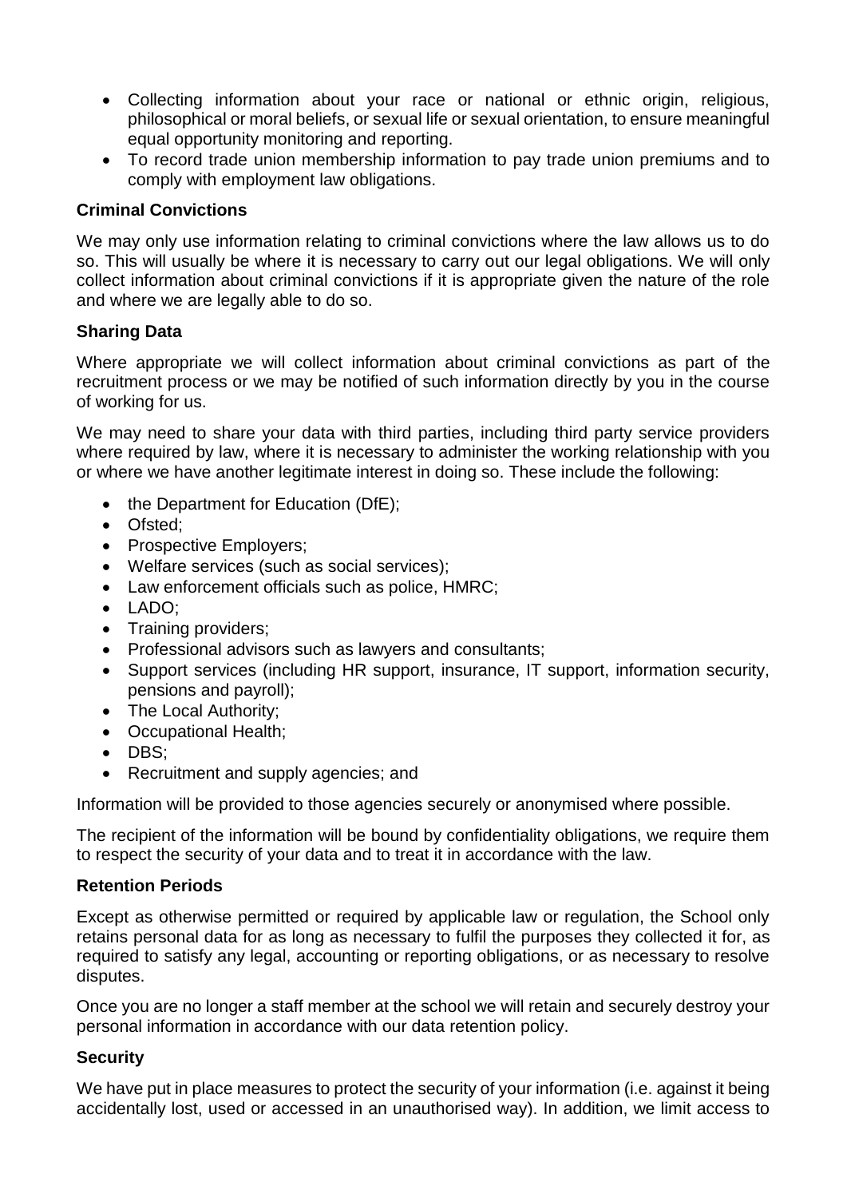- Collecting information about your race or national or ethnic origin, religious, philosophical or moral beliefs, or sexual life or sexual orientation, to ensure meaningful equal opportunity monitoring and reporting.
- To record trade union membership information to pay trade union premiums and to comply with employment law obligations.

**Criminal Convictions**

We may only use information relating to criminal convictions where the law allows us to do so. This will usually be where it is necessary to carry out our legal obligations. We will only collect information about criminal convictions if it is appropriate given the nature of the role and where we are legally able to do so.

**Sharing Data**

Where appropriate we will collect information about criminal convictions as part of the recruitment process or we may be notified of such information directly by you in the course of working for us.

We may need to share your data with third parties, including third party service providers where required by law, where it is necessary to administer the working relationship with you or where we have another legitimate interest in doing so. These include the following:

- the Department for Education (DfE);
- Ofsted;
- Prospective Employers;
- Welfare services (such as social services);
- Law enforcement officials such as police, HMRC;
- LADO;
- Training providers;
- Professional advisors such as lawyers and consultants;
- Support services (including HR support, insurance, IT support, information security, pensions and payroll);
- The Local Authority;
- Occupational Health;
- DBS;
- Recruitment and supply agencies; and

Information will be provided to those agencies securely or anonymised where possible.

The recipient of the information will be bound by confidentiality obligations, we require them to respect the security of your data and to treat it in accordance with the law.

**Retention Periods**

Except as otherwise permitted or required by applicable law or regulation, the School only retains personal data for as long as necessary to fulfil the purposes they collected it for, as required to satisfy any legal, accounting or reporting obligations, or as necessary to resolve disputes.

Once you are no longer a staff member at the school we will retain and securely destroy your personal information in accordance with our data retention policy.

**Security**

We have put in place measures to protect the security of your information (i.e. against it being accidentally lost, used or accessed in an unauthorised way). In addition, we limit access to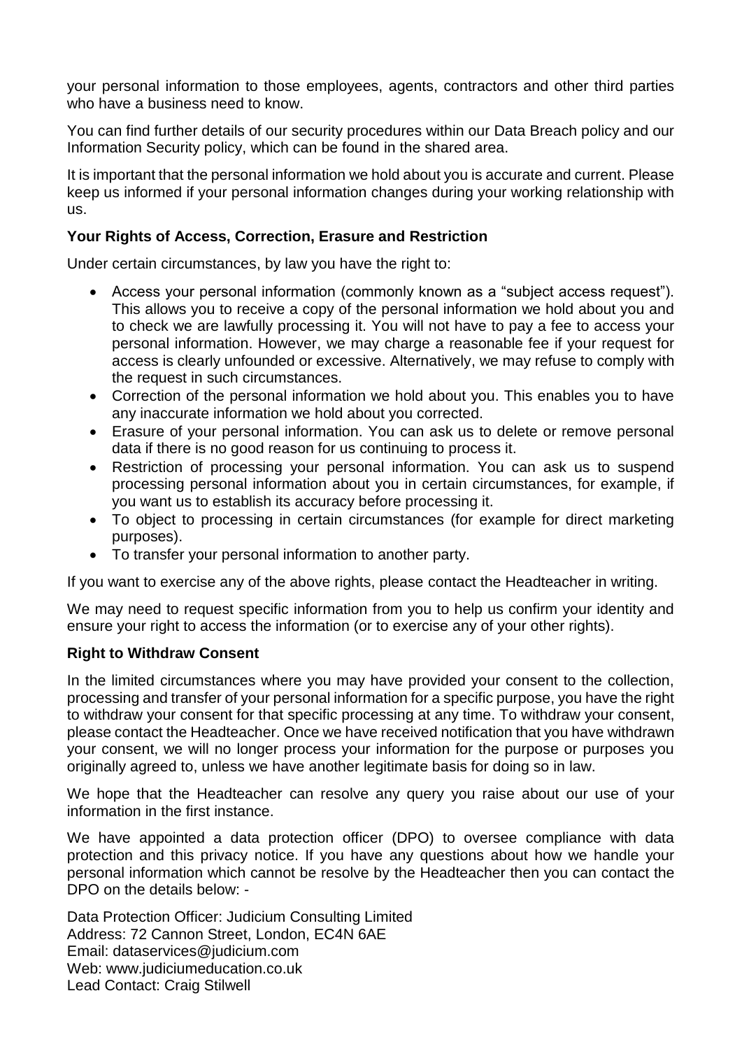your personal information to those employees, agents, contractors and other third parties who have a business need to know.

You can find further details of our security procedures within our Data Breach policy and our Information Security policy, which can be found in the shared area.

It is important that the personal information we hold about you is accurate and current. Please keep us informed if your personal information changes during your working relationship with us.

**Your Rights of Access, Correction, Erasure and Restriction**

Under certain circumstances, by law you have the right to:

- Access your personal information (commonly known as a "subject access request"). This allows you to receive a copy of the personal information we hold about you and to check we are lawfully processing it. You will not have to pay a fee to access your personal information. However, we may charge a reasonable fee if your request for access is clearly unfounded or excessive. Alternatively, we may refuse to comply with the request in such circumstances.
- Correction of the personal information we hold about you. This enables you to have any inaccurate information we hold about you corrected.
- Erasure of your personal information. You can ask us to delete or remove personal data if there is no good reason for us continuing to process it.
- Restriction of processing your personal information. You can ask us to suspend processing personal information about you in certain circumstances, for example, if you want us to establish its accuracy before processing it.
- To object to processing in certain circumstances (for example for direct marketing purposes).
- To transfer your personal information to another party.

If you want to exercise any of the above rights, please contact the Headteacher in writing.

We may need to request specific information from you to help us confirm your identity and ensure your right to access the information (or to exercise any of your other rights).

**Right to Withdraw Consent**

In the limited circumstances where you may have provided your consent to the collection, processing and transfer of your personal information for a specific purpose, you have the right to withdraw your consent for that specific processing at any time. To withdraw your consent, please contact the Headteacher. Once we have received notification that you have withdrawn your consent, we will no longer process your information for the purpose or purposes you originally agreed to, unless we have another legitimate basis for doing so in law.

We hope that the Headteacher can resolve any query you raise about our use of your information in the first instance.

We have appointed a data protection officer (DPO) to oversee compliance with data protection and this privacy notice. If you have any questions about how we handle your personal information which cannot be resolve by the Headteacher then you can contact the DPO on the details below: -

Data Protection Officer: Judicium Consulting Limited
Address: 72 Cannon Street, London, EC4N 6AE
Email: dataservices@judicium.com
Web: www.judiciumeducation.co.uk
Lead Contact: Craig Stilwell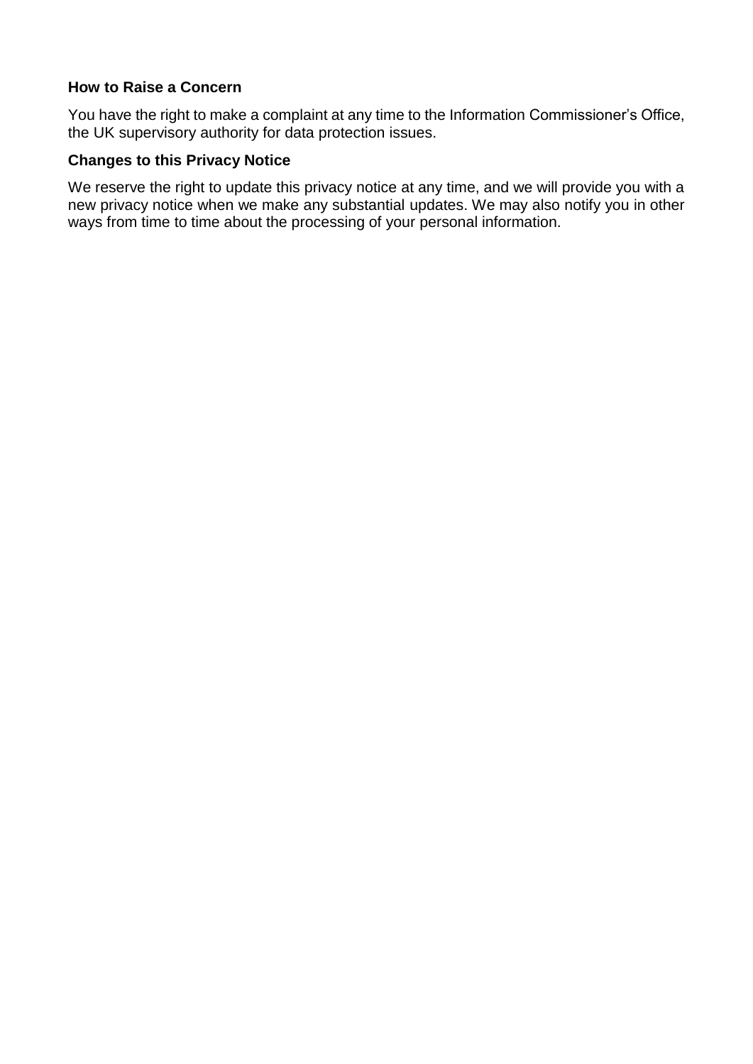### How to Raise a Concern

You have the right to make a complaint at any time to the Information Commissioner's Office, the UK supervisory authority for data protection issues.

### Changes to this Privacy Notice

We reserve the right to update this privacy notice at any time, and we will provide you with a new privacy notice when we make any substantial updates. We may also notify you in other ways from time to time about the processing of your personal information.